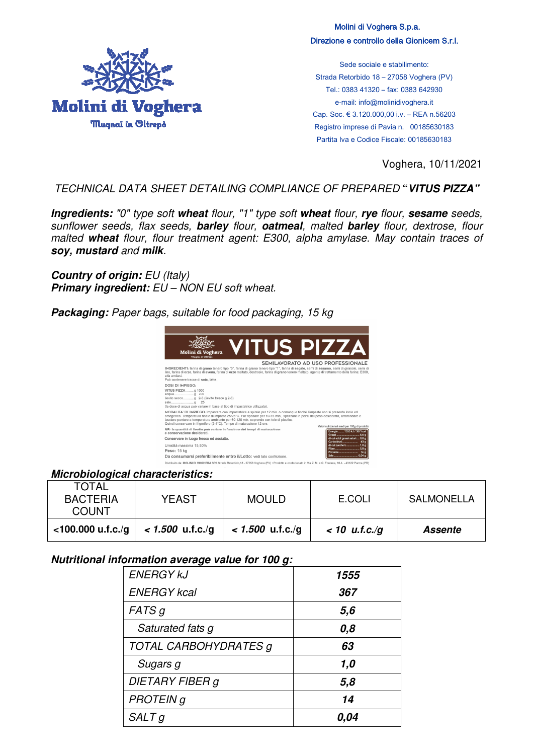Molini di Voghera

Mugnai in Oltrepò

Molini di Voghera S.p.a.
Direzione e controllo della Gionicem S.r.l.

Sede sociale e stabilimento:
Strada Retorbido 18 – 27058 Voghera (PV)
Tel.: 0383 41320 – fax: 0383 642930
e-mail: info@molinidivoghera.it
Cap. Soc. € 3.120.000,00 i.v. – REA n.56203
Registro imprese di Pavia n. 00185630183
Partita Iva e Codice Fiscale: 00185630183

Voghera, 10/11/2021

*TECHNICAL DATA SHEET DETAILING COMPLIANCE OF PREPARED* ***"VITUS PIZZA"***

***Ingredients:*** *"0" type soft* ***wheat*** *flour, "1" type soft* ***wheat*** *flour,* ***rye*** *flour,* ***sesame*** *seeds, sunflower seeds, flax seeds,* ***barley*** *flour,* ***oatmeal****, malted* ***barley*** *flour, dextrose, flour malted* ***wheat*** *flour, flour treatment agent: E300, alpha amylase. May contain traces of* ***soy, mustard*** *and* ***milk****.*

***Country of origin:*** *EU (Italy)*
***Primary ingredient:*** *EU – NON EU soft wheat.*

***Packaging:*** *Paper bags, suitable for food packaging, 15 kg*

**Molini di Voghera – VITUS PIZZA**

SEMILAVORATO AD USO PROFESSIONALE

INGREDIENTI: farina di **grano** tenero tipo "0", farina di **grano** tenero tipo "1", farina di **segale**, semi di **sesamo**, semi di girasole, semi di lino, farina di **orzo**, farina di **avena**, farina di **orzo** maltato, destrosio, farina di **grano** tenero maltato, agente di trattamento della farina: E300, alfa amilasi.
Può contenere tracce di **soia**, **latte**.

DOSI DI IMPIEGO:
VITUS PIZZA......... g 1000
acqua................... g 700
lievito secco.......... g 2-3 (lievito fresco g 2-6)
sale....................... g 25
(le dosi di acqua può variare in base al tipo di impastatrice utilizzata).

MODALITA' DI IMPIEGO: Impastare con impastatrice a spirale per 12 min. o comunque finché l'impasto non si presenta liscio ed omogeneo. Temperatura finale di impasto 25/26°C. Far riposare per 10-15 min., spezzare in pezzi del peso desiderato, arrotondare e lasciare puntare a temperatura ambiente per 60-120 min. coprendo con telo di plastica.
Quindi conservare in frigorifero (2-4°C). Tempo di maturazione 12 ore.

NB: la quantità di lievito può variare in funzione dei tempi di maturazione e conservazione desiderati.

Conservare in luogo fresco ed asciutto.

Umidità massima 15,50%
Peso: 15 kg
Da consumarsi preferibilmente entro il/Lotto: vedi lato confezione.

Valori nutrizionali medi per 100g di prodotto
Energia........ 1555 kJ / 367 kcal
Grassi.......................... 5,6 g
di cui acidi grassi saturi.... 0,8 g
Carboidrati..................... 63 g
di cui zuccheri................ 1,0 g
Fibre............................ 5,8 g
Proteine......................... 14 g
Sale.............................. 0,04 g

Distribuito da: MOLINI DI VOGHERA SPA Strada Retorbido,18 - 27058 Voghera (PV) • Prodotto e confezionato in Via Z. M. e G. Fontana, 10 A - 43122 Parma (PR)

***Microbiological characteristics:***

| TOTAL BACTERIA COUNT | YEAST | MOULD | E.COLI | SALMONELLA |
|---|---|---|---|---|
| **<100.000 u.f.c./g** | ***< 1.500*** **u.f.c./g** | ***< 1.500*** **u.f.c./g** | ***< 10 u.f.c./g*** | ***Assente*** |

***Nutritional information average value for 100 g:***

| | |
|---|---|
| *ENERGY kJ* | ***1555*** |
| *ENERGY kcal* | ***367*** |
| *FATS g* | ***5,6*** |
| *Saturated fats g* | ***0,8*** |
| *TOTAL CARBOHYDRATES g* | ***63*** |
| *Sugars g* | ***1,0*** |
| *DIETARY FIBER g* | ***5,8*** |
| *PROTEIN g* | ***14*** |
| *SALT g* | ***0,04*** |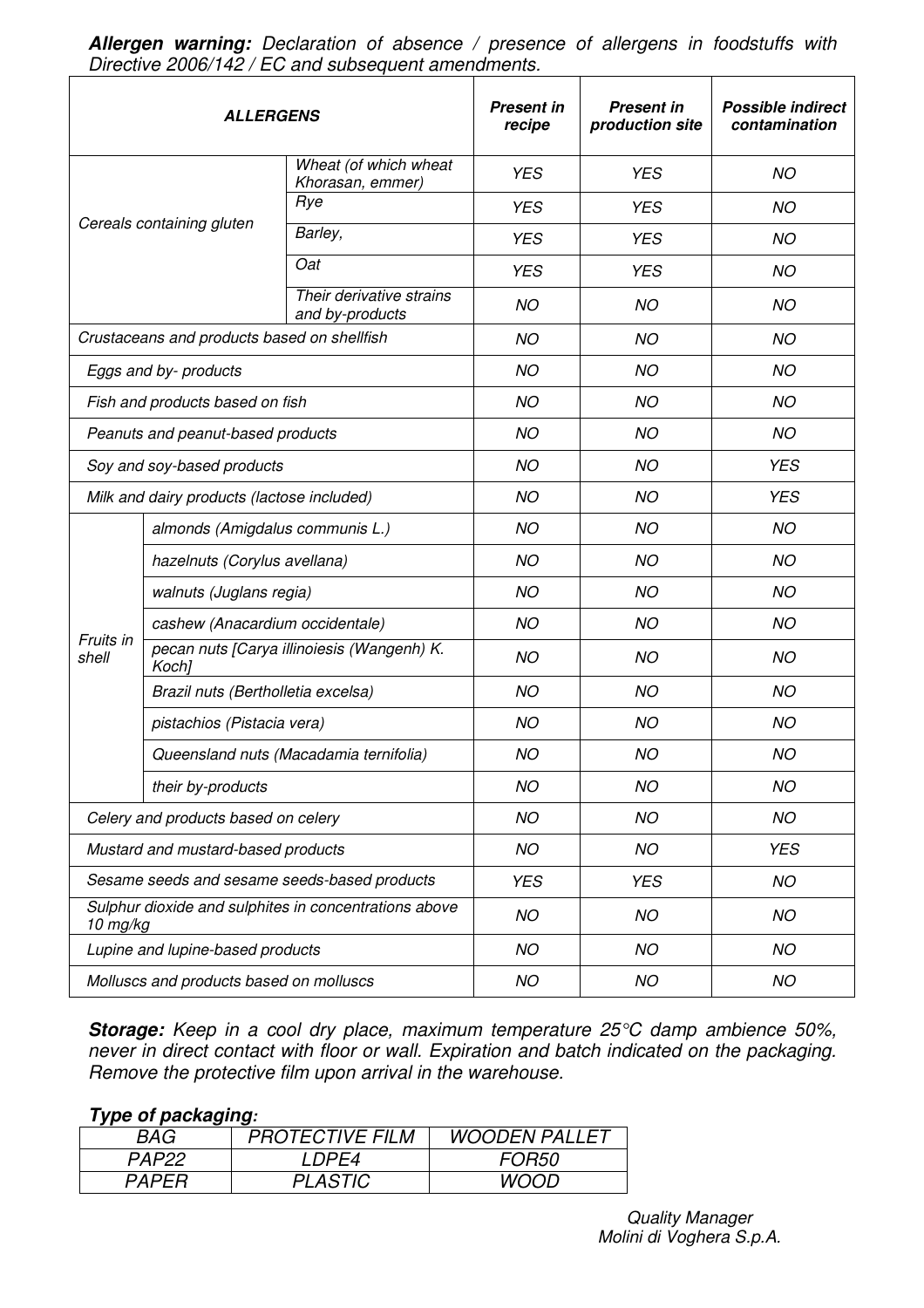***Allergen warning:*** *Declaration of absence / presence of allergens in foodstuffs with Directive 2006/142 / EC and subsequent amendments.*

| ***ALLERGENS*** | | ***Present in recipe*** | ***Present in production site*** | ***Possible indirect contamination*** |
|---|---|---|---|---|
| *Cereals containing gluten* | *Wheat (of which wheat Khorasan, emmer)* | *YES* | *YES* | *NO* |
| | *Rye* | *YES* | *YES* | *NO* |
| | *Barley,* | *YES* | *YES* | *NO* |
| | *Oat* | *YES* | *YES* | *NO* |
| | *Their derivative strains and by-products* | *NO* | *NO* | *NO* |
| *Crustaceans and products based on shellfish* | | *NO* | *NO* | *NO* |
| *Eggs and by- products* | | *NO* | *NO* | *NO* |
| *Fish and products based on fish* | | *NO* | *NO* | *NO* |
| *Peanuts and peanut-based products* | | *NO* | *NO* | *NO* |
| *Soy and soy-based products* | | *NO* | *NO* | *YES* |
| *Milk and dairy products (lactose included)* | | *NO* | *NO* | *YES* |
| *Fruits in shell* | *almonds (Amigdalus communis L.)* | *NO* | *NO* | *NO* |
| | *hazelnuts (Corylus avellana)* | *NO* | *NO* | *NO* |
| | *walnuts (Juglans regia)* | *NO* | *NO* | *NO* |
| | *cashew (Anacardium occidentale)* | *NO* | *NO* | *NO* |
| | *pecan nuts [Carya illinoiesis (Wangenh) K. Koch]* | *NO* | *NO* | *NO* |
| | *Brazil nuts (Bertholletia excelsa)* | *NO* | *NO* | *NO* |
| | *pistachios (Pistacia vera)* | *NO* | *NO* | *NO* |
| | *Queensland nuts (Macadamia ternifolia)* | *NO* | *NO* | *NO* |
| | *their by-products* | *NO* | *NO* | *NO* |
| *Celery and products based on celery* | | *NO* | *NO* | *NO* |
| *Mustard and mustard-based products* | | *NO* | *NO* | *YES* |
| *Sesame seeds and sesame seeds-based products* | | *YES* | *YES* | *NO* |
| *Sulphur dioxide and sulphites in concentrations above 10 mg/kg* | | *NO* | *NO* | *NO* |
| *Lupine and lupine-based products* | | *NO* | *NO* | *NO* |
| *Molluscs and products based on molluscs* | | *NO* | *NO* | *NO* |

***Storage:*** *Keep in a cool dry place, maximum temperature 25°C damp ambience 50%, never in direct contact with floor or wall. Expiration and batch indicated on the packaging. Remove the protective film upon arrival in the warehouse.*

***Type of packaging:***

| *BAG* | *PROTECTIVE FILM* | *WOODEN PALLET* |
|---|---|---|
| *PAP22* | *LDPE4* | *FOR50* |
| *PAPER* | *PLASTIC* | *WOOD* |

*Quality Manager*
*Molini di Voghera S.p.A.*